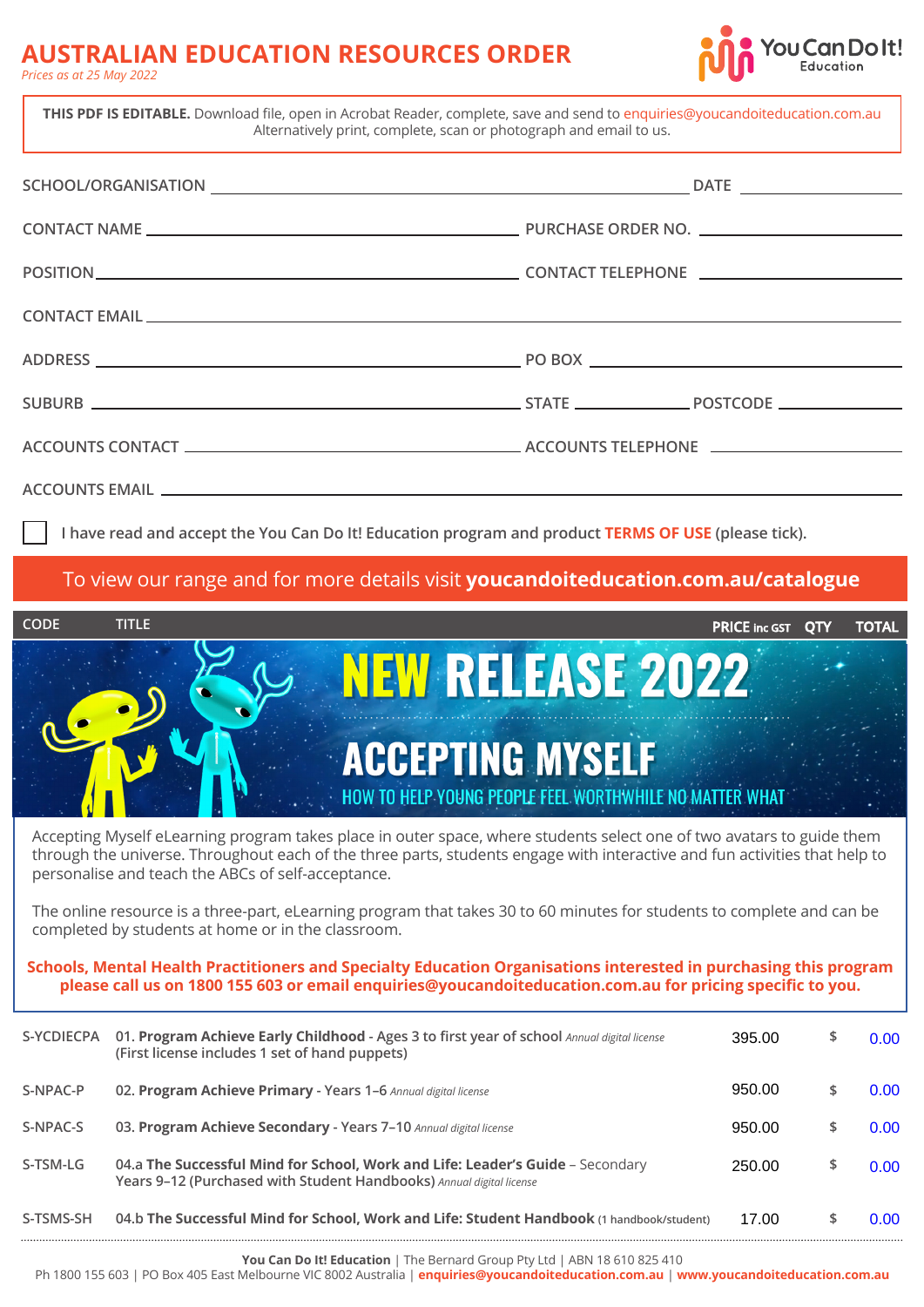# AUSTRALIAN EDUCATION RESOURCES ORDER

*Prices as at 25 May 2022*

You Can Do It! Education

**THIS PDF IS EDITABLE.** Download file, open in Acrobat Reader, complete, save and send to enquiries@youcandoiteducation.com.au
Alternatively print, complete, scan or photograph and email to us.

SCHOOL/ORGANISATION ______________________ DATE __________

CONTACT NAME ______________________ PURCHASE ORDER NO. __________

POSITION ______________________ CONTACT TELEPHONE __________

CONTACT EMAIL ______________________

ADDRESS ______________________ PO BOX __________

SUBURB ______________________ STATE __________ POSTCODE __________

ACCOUNTS CONTACT ______________________ ACCOUNTS TELEPHONE __________

ACCOUNTS EMAIL ______________________

☐ I have read and accept the You Can Do It! Education program and product **TERMS OF USE** (please tick).

To view our range and for more details visit **youcandoiteducation.com.au/catalogue**

## NEW RELEASE 2022

## ACCEPTING MYSELF

HOW TO HELP YOUNG PEOPLE FEEL WORTHWHILE NO MATTER WHAT

Accepting Myself eLearning program takes place in outer space, where students select one of two avatars to guide them through the universe. Throughout each of the three parts, students engage with interactive and fun activities that help to personalise and teach the ABCs of self-acceptance.

The online resource is a three-part, eLearning program that takes 30 to 60 minutes for students to complete and can be completed by students at home or in the classroom.

**Schools, Mental Health Practitioners and Specialty Education Organisations interested in purchasing this program please call us on 1800 155 603 or email enquiries@youcandoiteducation.com.au for pricing specific to you.**

| CODE | TITLE | PRICE inc GST | QTY | TOTAL |
|---|---|---|---|---|
| S-YCDIECPA | 01. **Program Achieve Early Childhood** - Ages 3 to first year of school *Annual digital license* (First license includes 1 set of hand puppets) | 395.00 | | $ 0.00 |
| S-NPAC-P | 02. **Program Achieve Primary** - Years 1–6 *Annual digital license* | 950.00 | | $ 0.00 |
| S-NPAC-S | 03. **Program Achieve Secondary** - Years 7–10 *Annual digital license* | 950.00 | | $ 0.00 |
| S-TSM-LG | 04.a **The Successful Mind for School, Work and Life: Leader's Guide** – Secondary Years 9–12 (Purchased with Student Handbooks) *Annual digital license* | 250.00 | | $ 0.00 |
| S-TSMS-SH | 04.b **The Successful Mind for School, Work and Life: Student Handbook** (1 handbook/student) | 17.00 | | $ 0.00 |

**You Can Do It! Education** | The Bernard Group Pty Ltd | ABN 18 610 825 410
Ph 1800 155 603 | PO Box 405 East Melbourne VIC 8002 Australia | **enquiries@youcandoiteducation.com.au** | **www.youcandoiteducation.com.au**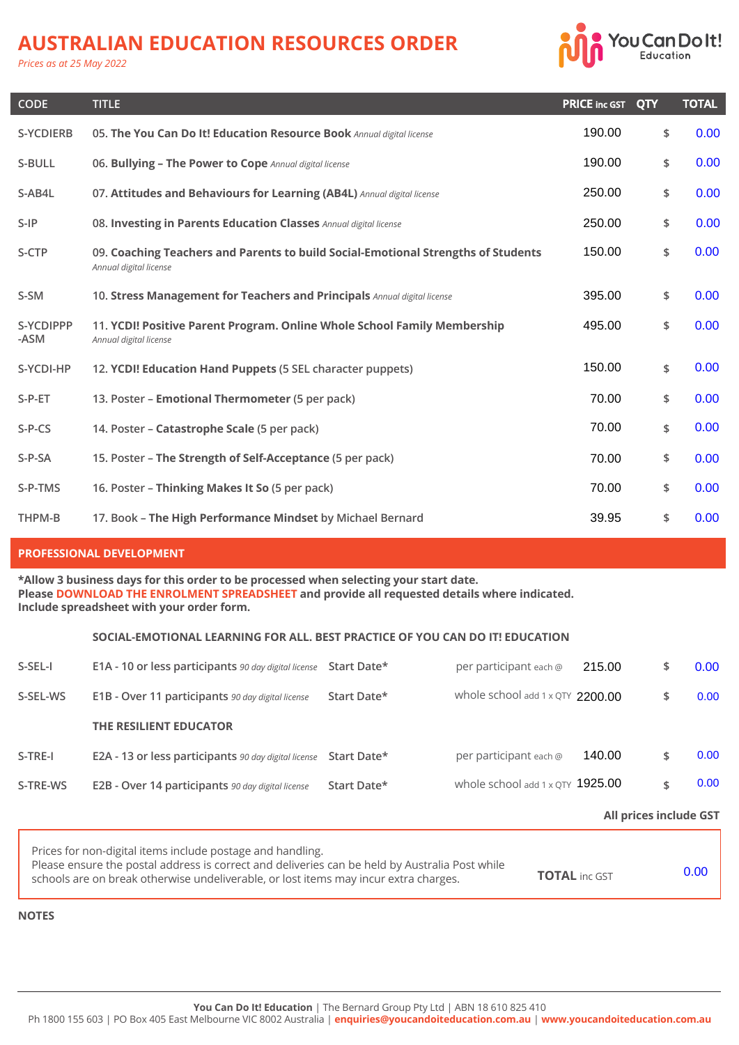# AUSTRALIAN EDUCATION RESOURCES ORDER

*Prices as at 25 May 2022*

| CODE | TITLE | PRICE inc GST | QTY | TOTAL |
|---|---|---|---|---|
| S-YCDIERB | 05. **The You Can Do It! Education Resource Book** *Annual digital license* | 190.00 | | $ 0.00 |
| S-BULL | 06. **Bullying – The Power to Cope** *Annual digital license* | 190.00 | | $ 0.00 |
| S-AB4L | 07. **Attitudes and Behaviours for Learning (AB4L)** *Annual digital license* | 250.00 | | $ 0.00 |
| S-IP | 08. **Investing in Parents Education Classes** *Annual digital license* | 250.00 | | $ 0.00 |
| S-CTP | 09. **Coaching Teachers and Parents to build Social-Emotional Strengths of Students** *Annual digital license* | 150.00 | | $ 0.00 |
| S-SM | 10. **Stress Management for Teachers and Principals** *Annual digital license* | 395.00 | | $ 0.00 |
| S-YCDIPPP-ASM | 11. **YCDI! Positive Parent Program. Online Whole School Family Membership** *Annual digital license* | 495.00 | | $ 0.00 |
| S-YCDI-HP | 12. **YCDI! Education Hand Puppets** (5 SEL character puppets) | 150.00 | | $ 0.00 |
| S-P-ET | 13. Poster – **Emotional Thermometer** (5 per pack) | 70.00 | | $ 0.00 |
| S-P-CS | 14. Poster – **Catastrophe Scale** (5 per pack) | 70.00 | | $ 0.00 |
| S-P-SA | 15. Poster – **The Strength of Self-Acceptance** (5 per pack) | 70.00 | | $ 0.00 |
| S-P-TMS | 16. Poster – **Thinking Makes It So** (5 per pack) | 70.00 | | $ 0.00 |
| THPM-B | 17. Book – **The High Performance Mindset** by Michael Bernard | 39.95 | | $ 0.00 |

## PROFESSIONAL DEVELOPMENT

**\*Allow 3 business days for this order to be processed when selecting your start date.**
**Please DOWNLOAD THE ENROLMENT SPREADSHEET and provide all requested details where indicated.**
**Include spreadsheet with your order form.**

| CODE | TITLE | START DATE | | PRICE inc GST | QTY | TOTAL |
|---|---|---|---|---|---|---|
| | **SOCIAL-EMOTIONAL LEARNING FOR ALL. BEST PRACTICE OF YOU CAN DO IT! EDUCATION** | | | | | |
| S-SEL-I | E1A - 10 or less participants *90 day digital license* | Start Date* | per participant each @ | 215.00 | | $ 0.00 |
| S-SEL-WS | E1B - Over 11 participants *90 day digital license* | Start Date* | whole school add 1 x QTY | 2200.00 | | $ 0.00 |
| | **THE RESILIENT EDUCATOR** | | | | | |
| S-TRE-I | E2A - 13 or less participants *90 day digital license* | Start Date* | per participant each @ | 140.00 | | $ 0.00 |
| S-TRE-WS | E2B - Over 14 participants *90 day digital license* | Start Date* | whole school add 1 x QTY | 1925.00 | | $ 0.00 |

**All prices include GST**

Prices for non-digital items include postage and handling.
Please ensure the postal address is correct and deliveries can be held by Australia Post while schools are on break otherwise undeliverable, or lost items may incur extra charges.

**TOTAL** inc GST 0.00

**NOTES**

**You Can Do It! Education** | The Bernard Group Pty Ltd | ABN 18 610 825 410
Ph 1800 155 603 | PO Box 405 East Melbourne VIC 8002 Australia | **enquiries@youcandoiteducation.com.au** | **www.youcandoiteducation.com.au**